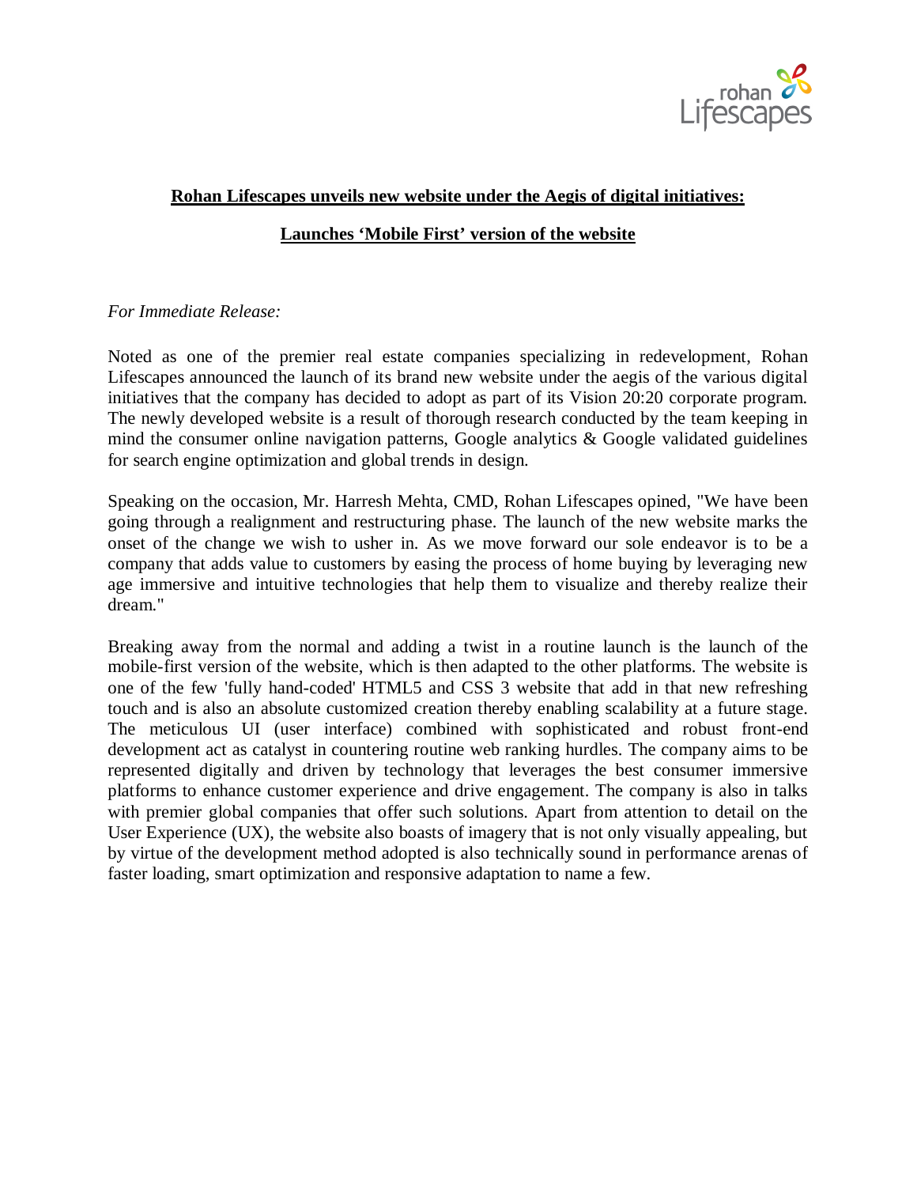**Rohan Lifescapes unveils new website under the Aegis of digital initiatives:**

**Launches 'Mobile First' version of the website**

*For Immediate Release:*

Noted as one of the premier real estate companies specializing in redevelopment, Rohan Lifescapes announced the launch of its brand new website under the aegis of the various digital initiatives that the company has decided to adopt as part of its Vision 20:20 corporate program. The newly developed website is a result of thorough research conducted by the team keeping in mind the consumer online navigation patterns, Google analytics & Google validated guidelines for search engine optimization and global trends in design.

Speaking on the occasion, Mr. Harresh Mehta, CMD, Rohan Lifescapes opined, "We have been going through a realignment and restructuring phase. The launch of the new website marks the onset of the change we wish to usher in. As we move forward our sole endeavor is to be a company that adds value to customers by easing the process of home buying by leveraging new age immersive and intuitive technologies that help them to visualize and thereby realize their dream."

Breaking away from the normal and adding a twist in a routine launch is the launch of the mobile-first version of the website, which is then adapted to the other platforms. The website is one of the few 'fully hand-coded' HTML5 and CSS 3 website that add in that new refreshing touch and is also an absolute customized creation thereby enabling scalability at a future stage. The meticulous UI (user interface) combined with sophisticated and robust front-end development act as catalyst in countering routine web ranking hurdles. The company aims to be represented digitally and driven by technology that leverages the best consumer immersive platforms to enhance customer experience and drive engagement. The company is also in talks with premier global companies that offer such solutions. Apart from attention to detail on the User Experience (UX), the website also boasts of imagery that is not only visually appealing, but by virtue of the development method adopted is also technically sound in performance arenas of faster loading, smart optimization and responsive adaptation to name a few.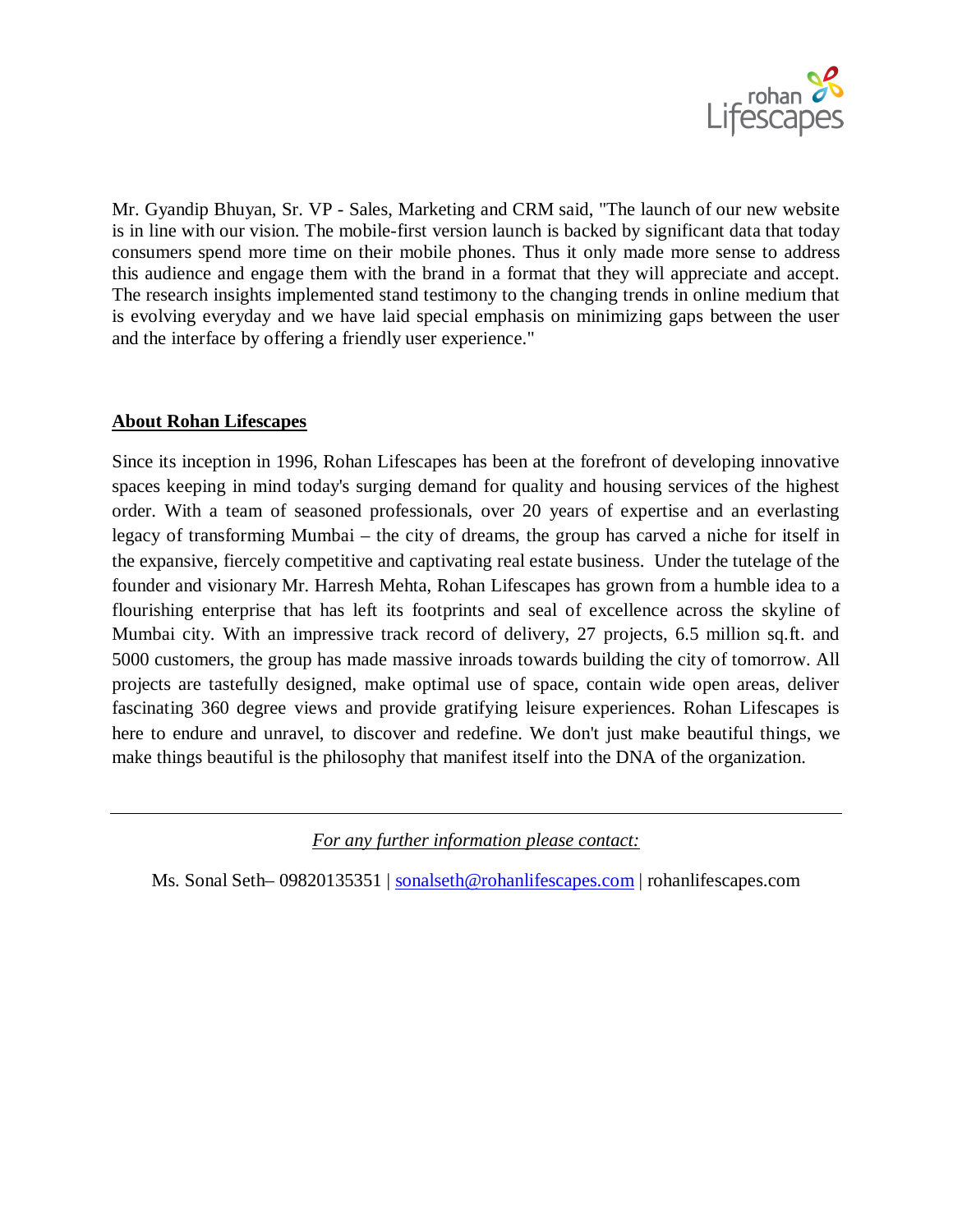Mr. Gyandip Bhuyan, Sr. VP - Sales, Marketing and CRM said, "The launch of our new website is in line with our vision. The mobile-first version launch is backed by significant data that today consumers spend more time on their mobile phones. Thus it only made more sense to address this audience and engage them with the brand in a format that they will appreciate and accept. The research insights implemented stand testimony to the changing trends in online medium that is evolving everyday and we have laid special emphasis on minimizing gaps between the user and the interface by offering a friendly user experience."

## About Rohan Lifescapes

Since its inception in 1996, Rohan Lifescapes has been at the forefront of developing innovative spaces keeping in mind today's surging demand for quality and housing services of the highest order. With a team of seasoned professionals, over 20 years of expertise and an everlasting legacy of transforming Mumbai – the city of dreams, the group has carved a niche for itself in the expansive, fiercely competitive and captivating real estate business. Under the tutelage of the founder and visionary Mr. Harresh Mehta, Rohan Lifescapes has grown from a humble idea to a flourishing enterprise that has left its footprints and seal of excellence across the skyline of Mumbai city. With an impressive track record of delivery, 27 projects, 6.5 million sq.ft. and 5000 customers, the group has made massive inroads towards building the city of tomorrow. All projects are tastefully designed, make optimal use of space, contain wide open areas, deliver fascinating 360 degree views and provide gratifying leisure experiences. Rohan Lifescapes is here to endure and unravel, to discover and redefine. We don't just make beautiful things, we make things beautiful is the philosophy that manifest itself into the DNA of the organization.

---

*For any further information please contact:*

Ms. Sonal Seth– 09820135351 | sonalseth@rohanlifescapes.com | rohanlifescapes.com